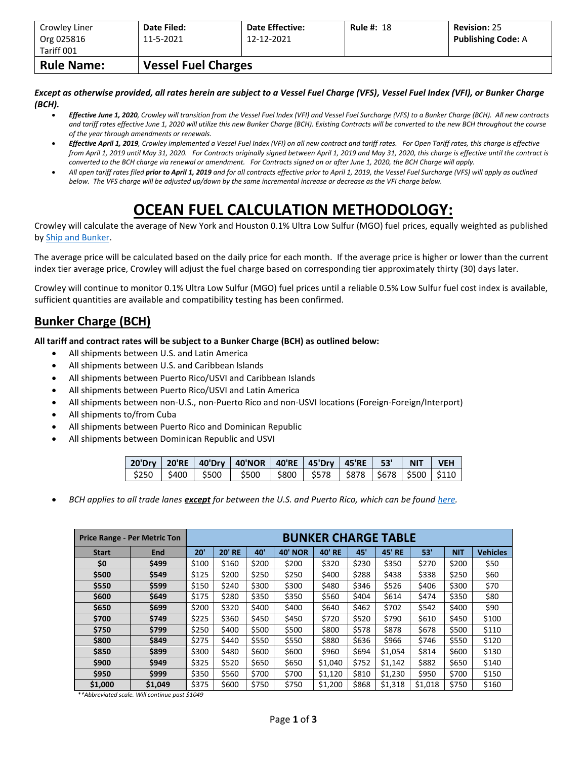| Crowley Liner Org 025816 Tariff 001 | **Date Filed:** 11-5-2021 | **Date Effective:** 12-12-2021 | **Rule #:** 18 | **Revision:** 25 **Publishing Code:** A |
|---|---|---|---|---|
| **Rule Name:** | **Vessel Fuel Charges** | | | |

***Except as otherwise provided, all rates herein are subject to a Vessel Fuel Charge (VFS), Vessel Fuel Index (VFI), or Bunker Charge (BCH).***

- ***Effective June 1, 2020****, Crowley will transition from the Vessel Fuel Index (VFI) and Vessel Fuel Surcharge (VFS) to a Bunker Charge (BCH). All new contracts and tariff rates effective June 1, 2020 will utilize this new Bunker Charge (BCH). Existing Contracts will be converted to the new BCH throughout the course of the year through amendments or renewals.*
- ***Effective April 1, 2019****, Crowley implemented a Vessel Fuel Index (VFI) on all new contract and tariff rates. For Open Tariff rates, this charge is effective from April 1, 2019 until May 31, 2020. For Contracts originally signed between April 1, 2019 and May 31, 2020, this charge is effective until the contract is converted to the BCH charge via renewal or amendment. For Contracts signed on or after June 1, 2020, the BCH Charge will apply.*
- *All open tariff rates filed **prior to April 1, 2019** and for all contracts effective prior to April 1, 2019, the Vessel Fuel Surcharge (VFS) will apply as outlined below. The VFS charge will be adjusted up/down by the same incremental increase or decrease as the VFI charge below.*

# OCEAN FUEL CALCULATION METHODOLOGY:

Crowley will calculate the average of New York and Houston 0.1% Ultra Low Sulfur (MGO) fuel prices, equally weighted as published by Ship and Bunker.

The average price will be calculated based on the daily price for each month. If the average price is higher or lower than the current index tier average price, Crowley will adjust the fuel charge based on corresponding tier approximately thirty (30) days later.

Crowley will continue to monitor 0.1% Ultra Low Sulfur (MGO) fuel prices until a reliable 0.5% Low Sulfur fuel cost index is available, sufficient quantities are available and compatibility testing has been confirmed.

## Bunker Charge (BCH)

**All tariff and contract rates will be subject to a Bunker Charge (BCH) as outlined below:**

- All shipments between U.S. and Latin America
- All shipments between U.S. and Caribbean Islands
- All shipments between Puerto Rico/USVI and Caribbean Islands
- All shipments between Puerto Rico/USVI and Latin America
- All shipments between non-U.S., non-Puerto Rico and non-USVI locations (Foreign-Foreign/Interport)
- All shipments to/from Cuba
- All shipments between Puerto Rico and Dominican Republic
- All shipments between Dominican Republic and USVI

| 20'Dry | 20'RE | 40'Dry | 40'NOR | 40'RE | 45'Dry | 45'RE | 53' | NIT | VEH |
|---|---|---|---|---|---|---|---|---|---|
| $250 | $400 | $500 | $500 | $800 | $578 | $878 | $678 | $500 | $110 |

- *BCH applies to all trade lanes **except** for between the U.S. and Puerto Rico, which can be found here.*

| Price Range - Per Metric Ton | | BUNKER CHARGE TABLE | | | | | | | | | |
|---|---|---|---|---|---|---|---|---|---|---|---|
| **Start** | **End** | **20'** | **20' RE** | **40'** | **40' NOR** | **40' RE** | **45'** | **45' RE** | **53'** | **NIT** | **Vehicles** |
| **$0** | **$499** | $100 | $160 | $200 | $200 | $320 | $230 | $350 | $270 | $200 | $50 |
| **$500** | **$549** | $125 | $200 | $250 | $250 | $400 | $288 | $438 | $338 | $250 | $60 |
| **$550** | **$599** | $150 | $240 | $300 | $300 | $480 | $346 | $526 | $406 | $300 | $70 |
| **$600** | **$649** | $175 | $280 | $350 | $350 | $560 | $404 | $614 | $474 | $350 | $80 |
| **$650** | **$699** | $200 | $320 | $400 | $400 | $640 | $462 | $702 | $542 | $400 | $90 |
| **$700** | **$749** | $225 | $360 | $450 | $450 | $720 | $520 | $790 | $610 | $450 | $100 |
| **$750** | **$799** | $250 | $400 | $500 | $500 | $800 | $578 | $878 | $678 | $500 | $110 |
| **$800** | **$849** | $275 | $440 | $550 | $550 | $880 | $636 | $966 | $746 | $550 | $120 |
| **$850** | **$899** | $300 | $480 | $600 | $600 | $960 | $694 | $1,054 | $814 | $600 | $130 |
| **$900** | **$949** | $325 | $520 | $650 | $650 | $1,040 | $752 | $1,142 | $882 | $650 | $140 |
| **$950** | **$999** | $350 | $560 | $700 | $700 | $1,120 | $810 | $1,230 | $950 | $700 | $150 |
| **$1,000** | **$1,049** | $375 | $600 | $750 | $750 | $1,200 | $868 | $1,318 | $1,018 | $750 | $160 |

*\*\*Abbreviated scale. Will continue past $1049*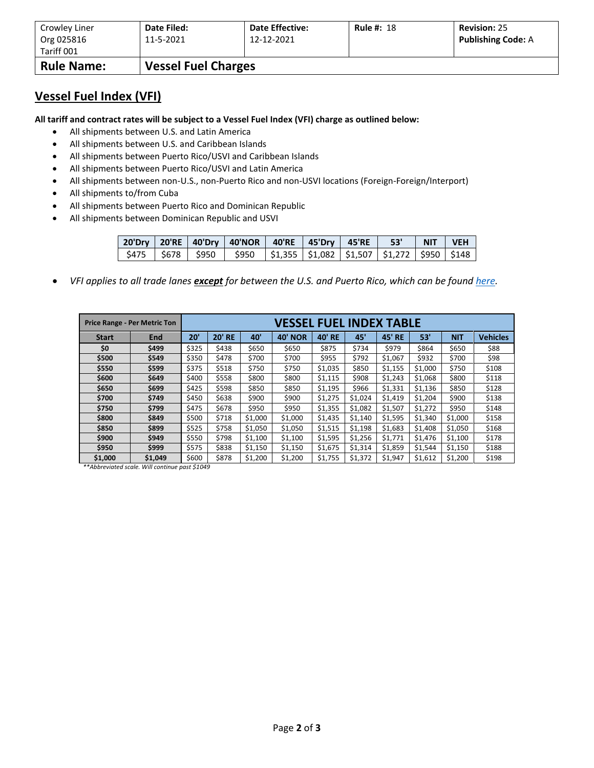| Crowley Liner<br>Org 025816<br>Tariff 001 | **Date Filed:**<br>11-5-2021 | **Date Effective:**<br>12-12-2021 | **Rule #:** 18 | **Revision:** 25<br>**Publishing Code:** A |
|---|---|---|---|---|
| **Rule Name:** | **Vessel Fuel Charges** | | | |

## Vessel Fuel Index (VFI)

**All tariff and contract rates will be subject to a Vessel Fuel Index (VFI) charge as outlined below:**

- All shipments between U.S. and Latin America
- All shipments between U.S. and Caribbean Islands
- All shipments between Puerto Rico/USVI and Caribbean Islands
- All shipments between Puerto Rico/USVI and Latin America
- All shipments between non-U.S., non-Puerto Rico and non-USVI locations (Foreign-Foreign/Interport)
- All shipments to/from Cuba
- All shipments between Puerto Rico and Dominican Republic
- All shipments between Dominican Republic and USVI

| 20'Dry | 20'RE | 40'Dry | 40'NOR | 40'RE | 45'Dry | 45'RE | 53' | NIT | VEH |
|---|---|---|---|---|---|---|---|---|---|
| $475 | $678 | $950 | $950 | $1,355 | $1,082 | $1,507 | $1,272 | $950 | $148 |

- *VFI applies to all trade lanes* ***<u>except</u>*** *for between the U.S. and Puerto Rico, which can be found [here](#).*

| Price Range - Per Metric Ton | | VESSEL FUEL INDEX TABLE | | | | | | | | | |
|---|---|---|---|---|---|---|---|---|---|---|---|
| **Start** | **End** | **20'** | **20' RE** | **40'** | **40' NOR** | **40' RE** | **45'** | **45' RE** | **53'** | **NIT** | **Vehicles** |
| **$0** | **$499** | $325 | $438 | $650 | $650 | $875 | $734 | $979 | $864 | $650 | $88 |
| **$500** | **$549** | $350 | $478 | $700 | $700 | $955 | $792 | $1,067 | $932 | $700 | $98 |
| **$550** | **$599** | $375 | $518 | $750 | $750 | $1,035 | $850 | $1,155 | $1,000 | $750 | $108 |
| **$600** | **$649** | $400 | $558 | $800 | $800 | $1,115 | $908 | $1,243 | $1,068 | $800 | $118 |
| **$650** | **$699** | $425 | $598 | $850 | $850 | $1,195 | $966 | $1,331 | $1,136 | $850 | $128 |
| **$700** | **$749** | $450 | $638 | $900 | $900 | $1,275 | $1,024 | $1,419 | $1,204 | $900 | $138 |
| **$750** | **$799** | $475 | $678 | $950 | $950 | $1,355 | $1,082 | $1,507 | $1,272 | $950 | $148 |
| **$800** | **$849** | $500 | $718 | $1,000 | $1,000 | $1,435 | $1,140 | $1,595 | $1,340 | $1,000 | $158 |
| **$850** | **$899** | $525 | $758 | $1,050 | $1,050 | $1,515 | $1,198 | $1,683 | $1,408 | $1,050 | $168 |
| **$900** | **$949** | $550 | $798 | $1,100 | $1,100 | $1,595 | $1,256 | $1,771 | $1,476 | $1,100 | $178 |
| **$950** | **$999** | $575 | $838 | $1,150 | $1,150 | $1,675 | $1,314 | $1,859 | $1,544 | $1,150 | $188 |
| **$1,000** | **$1,049** | $600 | $878 | $1,200 | $1,200 | $1,755 | $1,372 | $1,947 | $1,612 | $1,200 | $198 |

*\*\*Abbreviated scale. Will continue past $1049*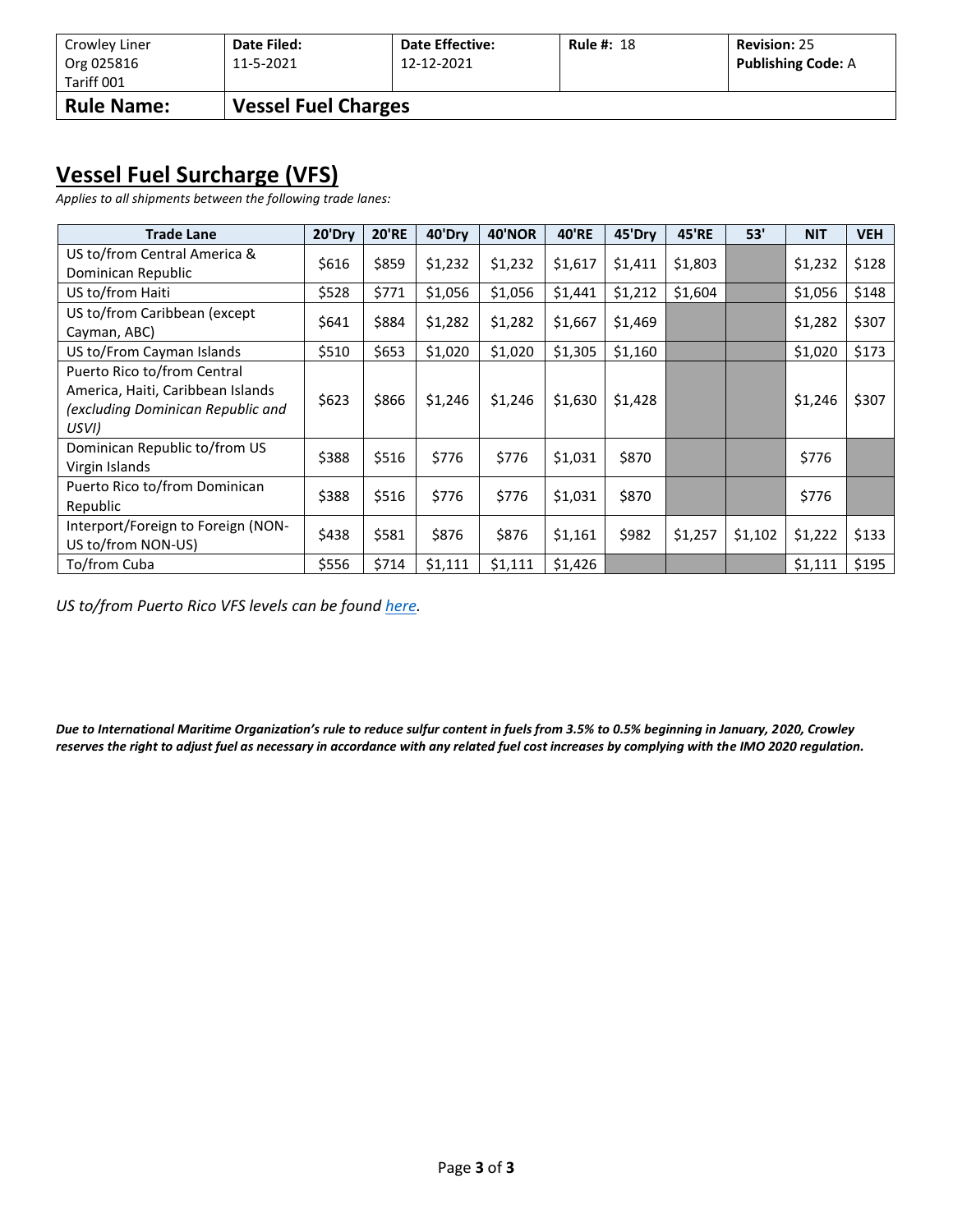| Crowley Liner<br>Org 025816<br>Tariff 001 | **Date Filed:**<br>11-5-2021 | **Date Effective:**<br>12-12-2021 | **Rule #:** 18 | **Revision:** 25<br>**Publishing Code:** A |
|---|---|---|---|---|
| **Rule Name:** | **Vessel Fuel Charges** | | | |

# Vessel Fuel Surcharge (VFS)

*Applies to all shipments between the following trade lanes:*

| Trade Lane | 20'Dry | 20'RE | 40'Dry | 40'NOR | 40'RE | 45'Dry | 45'RE | 53' | NIT | VEH |
|---|---|---|---|---|---|---|---|---|---|---|
| US to/from Central America & Dominican Republic | $616 | $859 | $1,232 | $1,232 | $1,617 | $1,411 | $1,803 | | $1,232 | $128 |
| US to/from Haiti | $528 | $771 | $1,056 | $1,056 | $1,441 | $1,212 | $1,604 | | $1,056 | $148 |
| US to/from Caribbean (except Cayman, ABC) | $641 | $884 | $1,282 | $1,282 | $1,667 | $1,469 | | | $1,282 | $307 |
| US to/From Cayman Islands | $510 | $653 | $1,020 | $1,020 | $1,305 | $1,160 | | | $1,020 | $173 |
| Puerto Rico to/from Central America, Haiti, Caribbean Islands *(excluding Dominican Republic and USVI)* | $623 | $866 | $1,246 | $1,246 | $1,630 | $1,428 | | | $1,246 | $307 |
| Dominican Republic to/from US Virgin Islands | $388 | $516 | $776 | $776 | $1,031 | $870 | | | $776 | |
| Puerto Rico to/from Dominican Republic | $388 | $516 | $776 | $776 | $1,031 | $870 | | | $776 | |
| Interport/Foreign to Foreign (NON-US to/from NON-US) | $438 | $581 | $876 | $876 | $1,161 | $982 | $1,257 | $1,102 | $1,222 | $133 |
| To/from Cuba | $556 | $714 | $1,111 | $1,111 | $1,426 | | | | $1,111 | $195 |

*US to/from Puerto Rico VFS levels can be found here.*

***Due to International Maritime Organization's rule to reduce sulfur content in fuels from 3.5% to 0.5% beginning in January, 2020, Crowley reserves the right to adjust fuel as necessary in accordance with any related fuel cost increases by complying with the IMO 2020 regulation.***